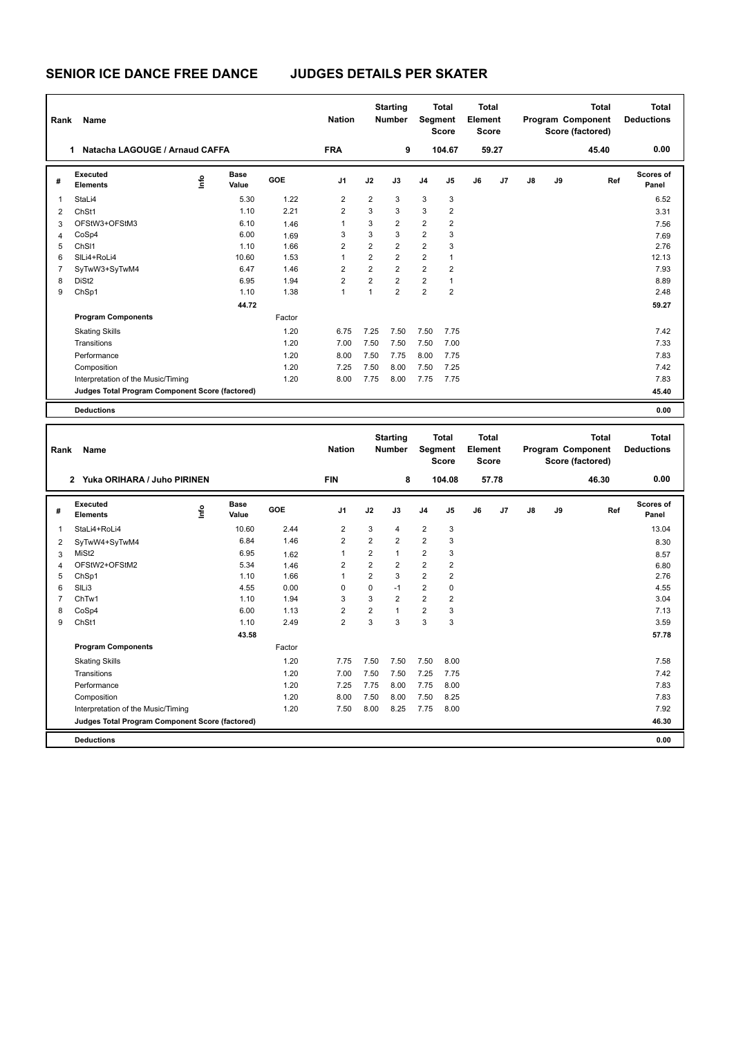# SENIOR ICE DANCE FREE DANCE JUDGES DETAILS PER SKATER

| Rank | Name | Nation | Starting Number | Total Segment Score | Total Element Score | Total Program Component Score (factored) | Total Deductions |
|---|---|---|---|---|---|---|---|
| 1 | Natacha LAGOUGE / Arnaud CAFFA | FRA | 9 | 104.67 | 59.27 | 45.40 | 0.00 |

| # | Executed Elements | Info | Base Value | GOE | J1 | J2 | J3 | J4 | J5 | J6 | J7 | J8 | J9 | Ref | Scores of Panel |
|---|---|---|---|---|---|---|---|---|---|---|---|---|---|---|---|
| 1 | StaLi4 | | 5.30 | 1.22 | 2 | 2 | 3 | 3 | 3 | | | | | | 6.52 |
| 2 | ChSt1 | | 1.10 | 2.21 | 2 | 3 | 3 | 3 | 2 | | | | | | 3.31 |
| 3 | OFStW3+OFStM3 | | 6.10 | 1.46 | 1 | 3 | 2 | 2 | 2 | | | | | | 7.56 |
| 4 | CoSp4 | | 6.00 | 1.69 | 3 | 3 | 3 | 2 | 3 | | | | | | 7.69 |
| 5 | ChSl1 | | 1.10 | 1.66 | 2 | 2 | 2 | 2 | 3 | | | | | | 2.76 |
| 6 | SlLi4+RoLi4 | | 10.60 | 1.53 | 1 | 2 | 2 | 2 | 1 | | | | | | 12.13 |
| 7 | SyTwW3+SyTwM4 | | 6.47 | 1.46 | 2 | 2 | 2 | 2 | 2 | | | | | | 7.93 |
| 8 | DiSt2 | | 6.95 | 1.94 | 2 | 2 | 2 | 2 | 1 | | | | | | 8.89 |
| 9 | ChSp1 | | 1.10 | 1.38 | 1 | 1 | 2 | 2 | 2 | | | | | | 2.48 |
| | | | 44.72 | | | | | | | | | | | | 59.27 |
| | **Program Components** | | | Factor | | | | | | | | | | | |
| | Skating Skills | | | 1.20 | 6.75 | 7.25 | 7.50 | 7.50 | 7.75 | | | | | | 7.42 |
| | Transitions | | | 1.20 | 7.00 | 7.50 | 7.50 | 7.50 | 7.00 | | | | | | 7.33 |
| | Performance | | | 1.20 | 8.00 | 7.50 | 7.75 | 8.00 | 7.75 | | | | | | 7.83 |
| | Composition | | | 1.20 | 7.25 | 7.50 | 8.00 | 7.50 | 7.25 | | | | | | 7.42 |
| | Interpretation of the Music/Timing | | | 1.20 | 8.00 | 7.75 | 8.00 | 7.75 | 7.75 | | | | | | 7.83 |
| | **Judges Total Program Component Score (factored)** | | | | | | | | | | | | | | 45.40 |
| | **Deductions** | | | | | | | | | | | | | | 0.00 |

| Rank | Name | Nation | Starting Number | Total Segment Score | Total Element Score | Total Program Component Score (factored) | Total Deductions |
|---|---|---|---|---|---|---|---|
| 2 | Yuka ORIHARA / Juho PIRINEN | FIN | 8 | 104.08 | 57.78 | 46.30 | 0.00 |

| # | Executed Elements | Info | Base Value | GOE | J1 | J2 | J3 | J4 | J5 | J6 | J7 | J8 | J9 | Ref | Scores of Panel |
|---|---|---|---|---|---|---|---|---|---|---|---|---|---|---|---|
| 1 | StaLi4+RoLi4 | | 10.60 | 2.44 | 2 | 3 | 4 | 2 | 3 | | | | | | 13.04 |
| 2 | SyTwW4+SyTwM4 | | 6.84 | 1.46 | 2 | 2 | 2 | 2 | 3 | | | | | | 8.30 |
| 3 | MiSt2 | | 6.95 | 1.62 | 1 | 2 | 1 | 2 | 3 | | | | | | 8.57 |
| 4 | OFStW2+OFStM2 | | 5.34 | 1.46 | 2 | 2 | 2 | 2 | 2 | | | | | | 6.80 |
| 5 | ChSp1 | | 1.10 | 1.66 | 1 | 2 | 3 | 2 | 2 | | | | | | 2.76 |
| 6 | SlLi3 | | 4.55 | 0.00 | 0 | 0 | -1 | 2 | 0 | | | | | | 4.55 |
| 7 | ChTw1 | | 1.10 | 1.94 | 3 | 3 | 2 | 2 | 2 | | | | | | 3.04 |
| 8 | CoSp4 | | 6.00 | 1.13 | 2 | 2 | 1 | 2 | 3 | | | | | | 7.13 |
| 9 | ChSt1 | | 1.10 | 2.49 | 2 | 3 | 3 | 3 | 3 | | | | | | 3.59 |
| | | | 43.58 | | | | | | | | | | | | 57.78 |
| | **Program Components** | | | Factor | | | | | | | | | | | |
| | Skating Skills | | | 1.20 | 7.75 | 7.50 | 7.50 | 7.50 | 8.00 | | | | | | 7.58 |
| | Transitions | | | 1.20 | 7.00 | 7.50 | 7.50 | 7.25 | 7.75 | | | | | | 7.42 |
| | Performance | | | 1.20 | 7.25 | 7.75 | 8.00 | 7.75 | 8.00 | | | | | | 7.83 |
| | Composition | | | 1.20 | 8.00 | 7.50 | 8.00 | 7.50 | 8.25 | | | | | | 7.83 |
| | Interpretation of the Music/Timing | | | 1.20 | 7.50 | 8.00 | 8.25 | 7.75 | 8.00 | | | | | | 7.92 |
| | **Judges Total Program Component Score (factored)** | | | | | | | | | | | | | | 46.30 |
| | **Deductions** | | | | | | | | | | | | | | 0.00 |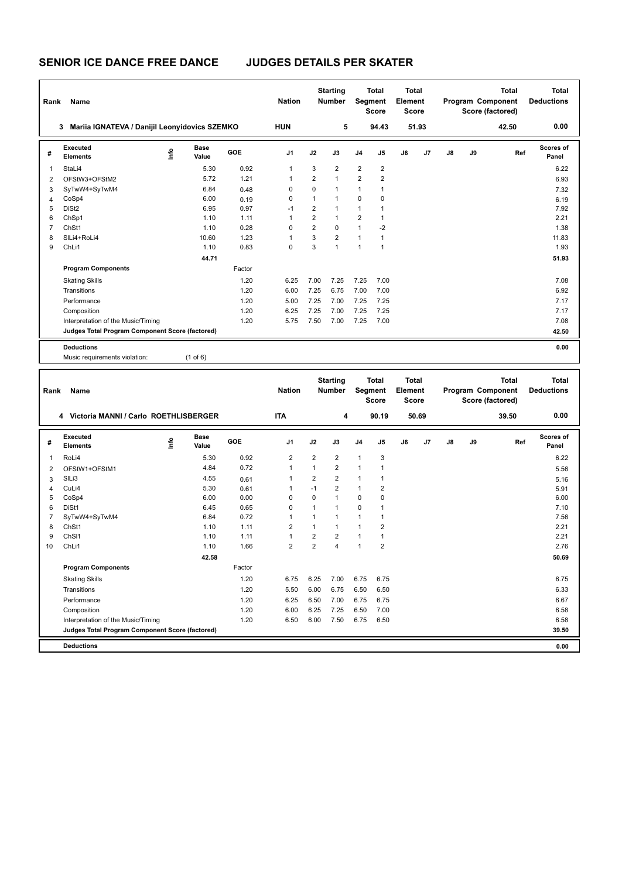# SENIOR ICE DANCE FREE DANCE    JUDGES DETAILS PER SKATER

| Rank | Name | Nation | Starting Number | Total Segment Score | Total Element Score | Total Program Component Score (factored) | Total Deductions |
|---|---|---|---|---|---|---|---|
| 3 | Mariia IGNATEVA / Danijil Leonyidovics SZEMKO | HUN | 5 | 94.43 | 51.93 | 42.50 | 0.00 |

| # | Executed Elements | Info | Base Value | GOE | J1 | J2 | J3 | J4 | J5 | J6 | J7 | J8 | J9 | Ref | Scores of Panel |
|---|---|---|---|---|---|---|---|---|---|---|---|---|---|---|---|
| 1 | StaLi4 | | 5.30 | 0.92 | 1 | 3 | 2 | 2 | 2 | | | | | | 6.22 |
| 2 | OFStW3+OFStM2 | | 5.72 | 1.21 | 1 | 2 | 1 | 2 | 2 | | | | | | 6.93 |
| 3 | SyTwW4+SyTwM4 | | 6.84 | 0.48 | 0 | 0 | 1 | 1 | 1 | | | | | | 7.32 |
| 4 | CoSp4 | | 6.00 | 0.19 | 0 | 1 | 1 | 0 | 0 | | | | | | 6.19 |
| 5 | DiSt2 | | 6.95 | 0.97 | -1 | 2 | 1 | 1 | 1 | | | | | | 7.92 |
| 6 | ChSp1 | | 1.10 | 1.11 | 1 | 2 | 1 | 2 | 1 | | | | | | 2.21 |
| 7 | ChSt1 | | 1.10 | 0.28 | 0 | 2 | 0 | 1 | -2 | | | | | | 1.38 |
| 8 | SlLi4+RoLi4 | | 10.60 | 1.23 | 1 | 3 | 2 | 1 | 1 | | | | | | 11.83 |
| 9 | ChLi1 | | 1.10 | 0.83 | 0 | 3 | 1 | 1 | 1 | | | | | | 1.93 |
| | | | 44.71 | | | | | | | | | | | | 51.93 |
| | **Program Components** | | | Factor | | | | | | | | | | | |
| | Skating Skills | | | 1.20 | 6.25 | 7.00 | 7.25 | 7.25 | 7.00 | | | | | | 7.08 |
| | Transitions | | | 1.20 | 6.00 | 7.25 | 6.75 | 7.00 | 7.00 | | | | | | 6.92 |
| | Performance | | | 1.20 | 5.00 | 7.25 | 7.00 | 7.25 | 7.25 | | | | | | 7.17 |
| | Composition | | | 1.20 | 6.25 | 7.25 | 7.00 | 7.25 | 7.25 | | | | | | 7.17 |
| | Interpretation of the Music/Timing | | | 1.20 | 5.75 | 7.50 | 7.00 | 7.25 | 7.00 | | | | | | 7.08 |
| | **Judges Total Program Component Score (factored)** | | | | | | | | | | | | | | 42.50 |
| | **Deductions** | | | | | | | | | | | | | | 0.00 |
| | Music requirements violation: | | (1 of 6) | | | | | | | | | | | | |

| Rank | Name | Nation | Starting Number | Total Segment Score | Total Element Score | Total Program Component Score (factored) | Total Deductions |
|---|---|---|---|---|---|---|---|
| 4 | Victoria MANNI / Carlo ROETHLISBERGER | ITA | 4 | 90.19 | 50.69 | 39.50 | 0.00 |

| # | Executed Elements | Info | Base Value | GOE | J1 | J2 | J3 | J4 | J5 | J6 | J7 | J8 | J9 | Ref | Scores of Panel |
|---|---|---|---|---|---|---|---|---|---|---|---|---|---|---|---|
| 1 | RoLi4 | | 5.30 | 0.92 | 2 | 2 | 2 | 1 | 3 | | | | | | 6.22 |
| 2 | OFStW1+OFStM1 | | 4.84 | 0.72 | 1 | 1 | 2 | 1 | 1 | | | | | | 5.56 |
| 3 | SlLi3 | | 4.55 | 0.61 | 1 | 2 | 2 | 1 | 1 | | | | | | 5.16 |
| 4 | CuLi4 | | 5.30 | 0.61 | 1 | -1 | 2 | 1 | 2 | | | | | | 5.91 |
| 5 | CoSp4 | | 6.00 | 0.00 | 0 | 0 | 1 | 0 | 0 | | | | | | 6.00 |
| 6 | DiSt1 | | 6.45 | 0.65 | 0 | 1 | 1 | 0 | 1 | | | | | | 7.10 |
| 7 | SyTwW4+SyTwM4 | | 6.84 | 0.72 | 1 | 1 | 1 | 1 | 1 | | | | | | 7.56 |
| 8 | ChSt1 | | 1.10 | 1.11 | 2 | 1 | 1 | 1 | 2 | | | | | | 2.21 |
| 9 | ChSl1 | | 1.10 | 1.11 | 1 | 2 | 2 | 1 | 1 | | | | | | 2.21 |
| 10 | ChLi1 | | 1.10 | 1.66 | 2 | 2 | 4 | 1 | 2 | | | | | | 2.76 |
| | | | 42.58 | | | | | | | | | | | | 50.69 |
| | **Program Components** | | | Factor | | | | | | | | | | | |
| | Skating Skills | | | 1.20 | 6.75 | 6.25 | 7.00 | 6.75 | 6.75 | | | | | | 6.75 |
| | Transitions | | | 1.20 | 5.50 | 6.00 | 6.75 | 6.50 | 6.50 | | | | | | 6.33 |
| | Performance | | | 1.20 | 6.25 | 6.50 | 7.00 | 6.75 | 6.75 | | | | | | 6.67 |
| | Composition | | | 1.20 | 6.00 | 6.25 | 7.25 | 6.50 | 7.00 | | | | | | 6.58 |
| | Interpretation of the Music/Timing | | | 1.20 | 6.50 | 6.00 | 7.50 | 6.75 | 6.50 | | | | | | 6.58 |
| | **Judges Total Program Component Score (factored)** | | | | | | | | | | | | | | 39.50 |
| | **Deductions** | | | | | | | | | | | | | | 0.00 |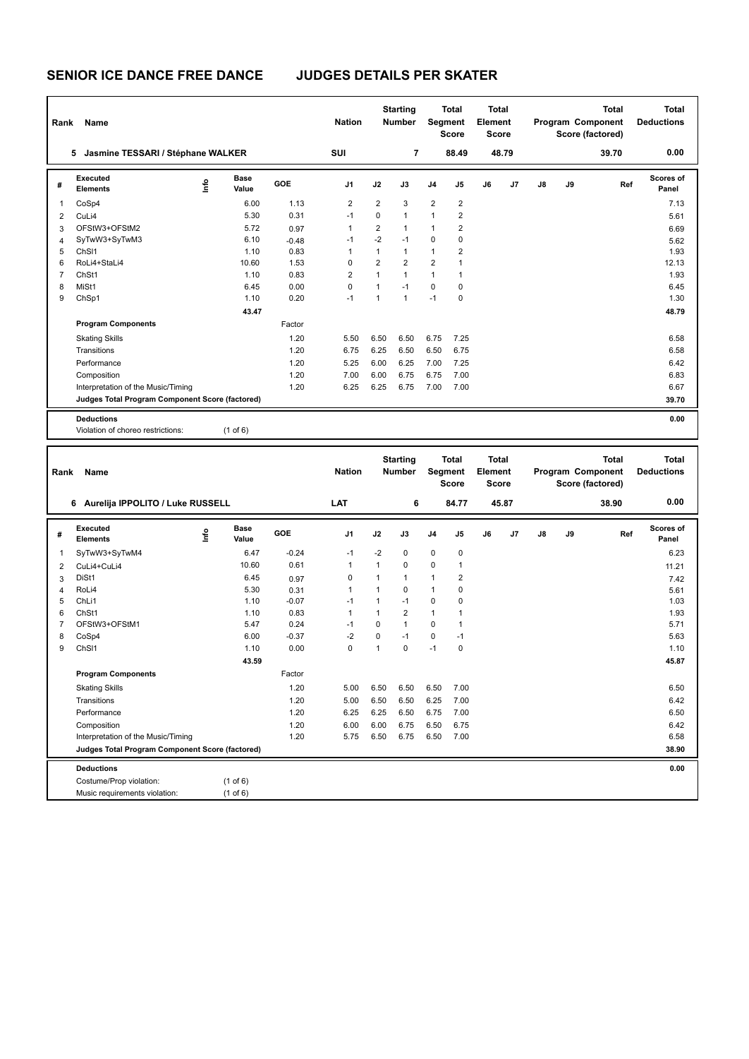# SENIOR ICE DANCE FREE DANCE JUDGES DETAILS PER SKATER

| Rank | Name | Nation | Starting Number | Total Segment Score | Total Element Score | Total Program Component Score (factored) | Total Deductions |
|---|---|---|---|---|---|---|---|
| 5 | Jasmine TESSARI / Stéphane WALKER | SUI | 7 | 88.49 | 48.79 | 39.70 | 0.00 |

| # | Executed Elements | Info | Base Value | GOE | J1 | J2 | J3 | J4 | J5 | J6 | J7 | J8 | J9 | Ref | Scores of Panel |
|---|---|---|---|---|---|---|---|---|---|---|---|---|---|---|---|
| 1 | CoSp4 | | 6.00 | 1.13 | 2 | 2 | 3 | 2 | 2 | | | | | | 7.13 |
| 2 | CuLi4 | | 5.30 | 0.31 | -1 | 0 | 1 | 1 | 2 | | | | | | 5.61 |
| 3 | OFStW3+OFStM2 | | 5.72 | 0.97 | 1 | 2 | 1 | 1 | 2 | | | | | | 6.69 |
| 4 | SyTwW3+SyTwM3 | | 6.10 | -0.48 | -1 | -2 | -1 | 0 | 0 | | | | | | 5.62 |
| 5 | ChSl1 | | 1.10 | 0.83 | 1 | 1 | 1 | 1 | 2 | | | | | | 1.93 |
| 6 | RoLi4+StaLi4 | | 10.60 | 1.53 | 0 | 2 | 2 | 2 | 1 | | | | | | 12.13 |
| 7 | ChSt1 | | 1.10 | 0.83 | 2 | 1 | 1 | 1 | 1 | | | | | | 1.93 |
| 8 | MiSt1 | | 6.45 | 0.00 | 0 | 1 | -1 | 0 | 0 | | | | | | 6.45 |
| 9 | ChSp1 | | 1.10 | 0.20 | -1 | 1 | 1 | -1 | 0 | | | | | | 1.30 |
| | | | 43.47 | | | | | | | | | | | | 48.79 |

| Program Components | Factor | J1 | J2 | J3 | J4 | J5 | J6 | J7 | J8 | J9 | Scores of Panel |
|---|---|---|---|---|---|---|---|---|---|---|---|
| Skating Skills | 1.20 | 5.50 | 6.50 | 6.50 | 6.75 | 7.25 | | | | | 6.58 |
| Transitions | 1.20 | 6.75 | 6.25 | 6.50 | 6.50 | 6.75 | | | | | 6.58 |
| Performance | 1.20 | 5.25 | 6.00 | 6.25 | 7.00 | 7.25 | | | | | 6.42 |
| Composition | 1.20 | 7.00 | 6.00 | 6.75 | 6.75 | 7.00 | | | | | 6.83 |
| Interpretation of the Music/Timing | 1.20 | 6.25 | 6.25 | 6.75 | 7.00 | 7.00 | | | | | 6.67 |
| Judges Total Program Component Score (factored) | | | | | | | | | | | 39.70 |

**Deductions** 0.00

Violation of choreo restrictions: (1 of 6)

| Rank | Name | Nation | Starting Number | Total Segment Score | Total Element Score | Total Program Component Score (factored) | Total Deductions |
|---|---|---|---|---|---|---|---|
| 6 | Aurelija IPPOLITO / Luke RUSSELL | LAT | 6 | 84.77 | 45.87 | 38.90 | 0.00 |

| # | Executed Elements | Info | Base Value | GOE | J1 | J2 | J3 | J4 | J5 | J6 | J7 | J8 | J9 | Ref | Scores of Panel |
|---|---|---|---|---|---|---|---|---|---|---|---|---|---|---|---|
| 1 | SyTwW3+SyTwM4 | | 6.47 | -0.24 | -1 | -2 | 0 | 0 | 0 | | | | | | 6.23 |
| 2 | CuLi4+CuLi4 | | 10.60 | 0.61 | 1 | 1 | 0 | 0 | 1 | | | | | | 11.21 |
| 3 | DiSt1 | | 6.45 | 0.97 | 0 | 1 | 1 | 1 | 2 | | | | | | 7.42 |
| 4 | RoLi4 | | 5.30 | 0.31 | 1 | 1 | 0 | 1 | 0 | | | | | | 5.61 |
| 5 | ChLi1 | | 1.10 | -0.07 | -1 | 1 | -1 | 0 | 0 | | | | | | 1.03 |
| 6 | ChSt1 | | 1.10 | 0.83 | 1 | 1 | 2 | 1 | 1 | | | | | | 1.93 |
| 7 | OFStW3+OFStM1 | | 5.47 | 0.24 | -1 | 0 | 1 | 0 | 1 | | | | | | 5.71 |
| 8 | CoSp4 | | 6.00 | -0.37 | -2 | 0 | -1 | 0 | -1 | | | | | | 5.63 |
| 9 | ChSl1 | | 1.10 | 0.00 | 0 | 1 | 0 | -1 | 0 | | | | | | 1.10 |
| | | | 43.59 | | | | | | | | | | | | 45.87 |

| Program Components | Factor | J1 | J2 | J3 | J4 | J5 | J6 | J7 | J8 | J9 | Scores of Panel |
|---|---|---|---|---|---|---|---|---|---|---|---|
| Skating Skills | 1.20 | 5.00 | 6.50 | 6.50 | 6.50 | 7.00 | | | | | 6.50 |
| Transitions | 1.20 | 5.00 | 6.50 | 6.50 | 6.25 | 7.00 | | | | | 6.42 |
| Performance | 1.20 | 6.25 | 6.25 | 6.50 | 6.75 | 7.00 | | | | | 6.50 |
| Composition | 1.20 | 6.00 | 6.00 | 6.75 | 6.50 | 6.75 | | | | | 6.42 |
| Interpretation of the Music/Timing | 1.20 | 5.75 | 6.50 | 6.75 | 6.50 | 7.00 | | | | | 6.58 |
| Judges Total Program Component Score (factored) | | | | | | | | | | | 38.90 |

**Deductions** 0.00

Costume/Prop violation: (1 of 6)

Music requirements violation: (1 of 6)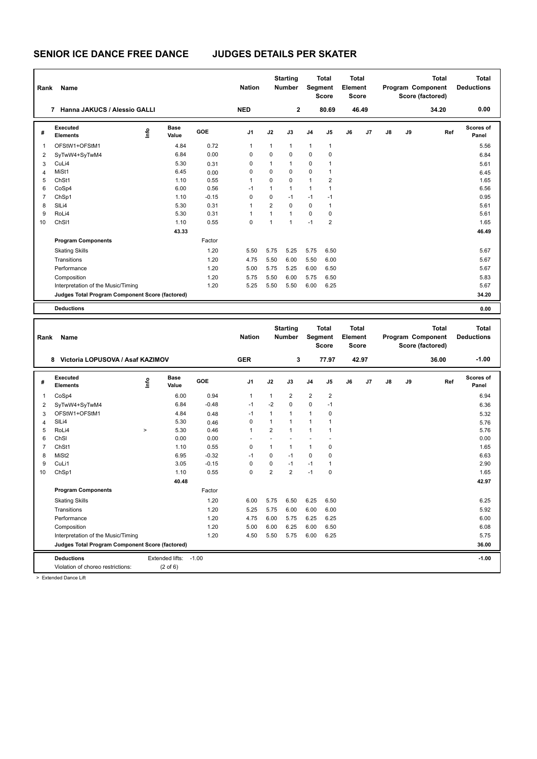# SENIOR ICE DANCE FREE DANCE JUDGES DETAILS PER SKATER

| Rank | Name | Nation | Starting Number | Total Segment Score | Total Element Score | Total Program Component Score (factored) | Total Deductions |
|---|---|---|---|---|---|---|---|
| 7 | Hanna JAKUCS / Alessio GALLI | NED | 2 | 80.69 | 46.49 | 34.20 | 0.00 |

| # | Executed Elements | Info | Base Value | GOE | J1 | J2 | J3 | J4 | J5 | J6 | J7 | J8 | J9 | Ref | Scores of Panel |
|---|---|---|---|---|---|---|---|---|---|---|---|---|---|---|---|
| 1 | OFStW1+OFStM1 | | 4.84 | 0.72 | 1 | 1 | 1 | 1 | 1 | | | | | | 5.56 |
| 2 | SyTwW4+SyTwM4 | | 6.84 | 0.00 | 0 | 0 | 0 | 0 | 0 | | | | | | 6.84 |
| 3 | CuLi4 | | 5.30 | 0.31 | 0 | 1 | 1 | 0 | 1 | | | | | | 5.61 |
| 4 | MiSt1 | | 6.45 | 0.00 | 0 | 0 | 0 | 0 | 1 | | | | | | 6.45 |
| 5 | ChSt1 | | 1.10 | 0.55 | 1 | 0 | 0 | 1 | 2 | | | | | | 1.65 |
| 6 | CoSp4 | | 6.00 | 0.56 | -1 | 1 | 1 | 1 | 1 | | | | | | 6.56 |
| 7 | ChSp1 | | 1.10 | -0.15 | 0 | 0 | -1 | -1 | -1 | | | | | | 0.95 |
| 8 | SlLi4 | | 5.30 | 0.31 | 1 | 2 | 0 | 0 | 1 | | | | | | 5.61 |
| 9 | RoLi4 | | 5.30 | 0.31 | 1 | 1 | 1 | 0 | 0 | | | | | | 5.61 |
| 10 | ChSl1 | | 1.10 | 0.55 | 0 | 1 | 1 | -1 | 2 | | | | | | 1.65 |
| | | | 43.33 | | | | | | | | | | | | 46.49 |
| | **Program Components** | | | Factor | | | | | | | | | | | |
| | Skating Skills | | | 1.20 | 5.50 | 5.75 | 5.25 | 5.75 | 6.50 | | | | | | 5.67 |
| | Transitions | | | 1.20 | 4.75 | 5.50 | 6.00 | 5.50 | 6.00 | | | | | | 5.67 |
| | Performance | | | 1.20 | 5.00 | 5.75 | 5.25 | 6.00 | 6.50 | | | | | | 5.67 |
| | Composition | | | 1.20 | 5.75 | 5.50 | 6.00 | 5.75 | 6.50 | | | | | | 5.83 |
| | Interpretation of the Music/Timing | | | 1.20 | 5.25 | 5.50 | 5.50 | 6.00 | 6.25 | | | | | | 5.67 |
| | **Judges Total Program Component Score (factored)** | | | | | | | | | | | | | | 34.20 |
| | **Deductions** | | | | | | | | | | | | | | 0.00 |

| Rank | Name | Nation | Starting Number | Total Segment Score | Total Element Score | Total Program Component Score (factored) | Total Deductions |
|---|---|---|---|---|---|---|---|
| 8 | Victoria LOPUSOVA / Asaf KAZIMOV | GER | 3 | 77.97 | 42.97 | 36.00 | -1.00 |

| # | Executed Elements | Info | Base Value | GOE | J1 | J2 | J3 | J4 | J5 | J6 | J7 | J8 | J9 | Ref | Scores of Panel |
|---|---|---|---|---|---|---|---|---|---|---|---|---|---|---|---|
| 1 | CoSp4 | | 6.00 | 0.94 | 1 | 1 | 2 | 2 | 2 | | | | | | 6.94 |
| 2 | SyTwW4+SyTwM4 | | 6.84 | -0.48 | -1 | -2 | 0 | 0 | -1 | | | | | | 6.36 |
| 3 | OFStW1+OFStM1 | | 4.84 | 0.48 | -1 | 1 | 1 | 1 | 0 | | | | | | 5.32 |
| 4 | SlLi4 | | 5.30 | 0.46 | 0 | 1 | 1 | 1 | 1 | | | | | | 5.76 |
| 5 | RoLi4 | > | 5.30 | 0.46 | 1 | 2 | 1 | 1 | 1 | | | | | | 5.76 |
| 6 | ChSl | | 0.00 | 0.00 | - | - | - | - | - | | | | | | 0.00 |
| 7 | ChSt1 | | 1.10 | 0.55 | 0 | 1 | 1 | 1 | 0 | | | | | | 1.65 |
| 8 | MiSt2 | | 6.95 | -0.32 | -1 | 0 | -1 | 0 | 0 | | | | | | 6.63 |
| 9 | CuLi1 | | 3.05 | -0.15 | 0 | 0 | -1 | -1 | 1 | | | | | | 2.90 |
| 10 | ChSp1 | | 1.10 | 0.55 | 0 | 2 | 2 | -1 | 0 | | | | | | 1.65 |
| | | | 40.48 | | | | | | | | | | | | 42.97 |
| | **Program Components** | | | Factor | | | | | | | | | | | |
| | Skating Skills | | | 1.20 | 6.00 | 5.75 | 6.50 | 6.25 | 6.50 | | | | | | 6.25 |
| | Transitions | | | 1.20 | 5.25 | 5.75 | 6.00 | 6.00 | 6.00 | | | | | | 5.92 |
| | Performance | | | 1.20 | 4.75 | 6.00 | 5.75 | 6.25 | 6.25 | | | | | | 6.00 |
| | Composition | | | 1.20 | 5.00 | 6.00 | 6.25 | 6.00 | 6.50 | | | | | | 6.08 |
| | Interpretation of the Music/Timing | | | 1.20 | 4.50 | 5.50 | 5.75 | 6.00 | 6.25 | | | | | | 5.75 |
| | **Judges Total Program Component Score (factored)** | | | | | | | | | | | | | | 36.00 |
| | **Deductions** | Extended lifts: | -1.00 | | | | | | | | | | | | -1.00 |
| | Violation of choreo restrictions: | (2 of 6) | | | | | | | | | | | | | |

> Extended Dance Lift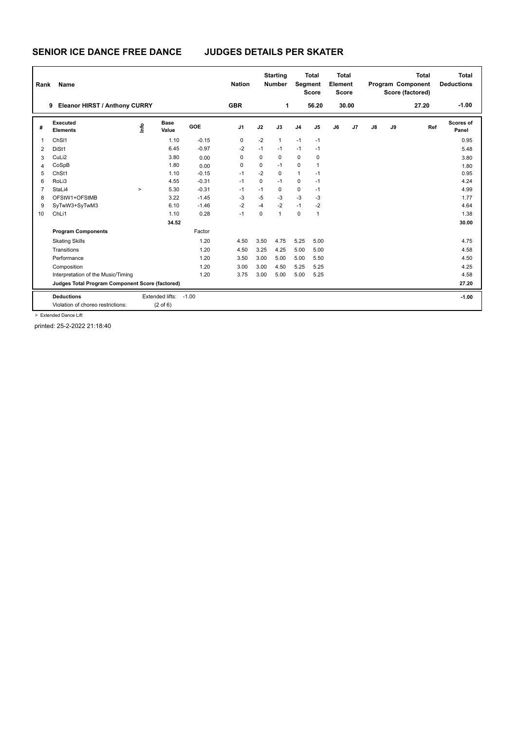# SENIOR ICE DANCE FREE DANCE    JUDGES DETAILS PER SKATER

| Rank | Name | Nation | Starting Number | Total Segment Score | Total Element Score | Total Program Component Score (factored) | Total Deductions |
|---|---|---|---|---|---|---|---|
| 9 | Eleanor HIRST / Anthony CURRY | GBR | 1 | 56.20 | 30.00 | 27.20 | -1.00 |

| # | Executed Elements | Info | Base Value | GOE | J1 | J2 | J3 | J4 | J5 | J6 | J7 | J8 | J9 | Ref | Scores of Panel |
|---|---|---|---|---|---|---|---|---|---|---|---|---|---|---|---|
| 1 | ChSl1 | | 1.10 | -0.15 | 0 | -2 | 1 | -1 | -1 | | | | | | 0.95 |
| 2 | DiSt1 | | 6.45 | -0.97 | -2 | -1 | -1 | -1 | -1 | | | | | | 5.48 |
| 3 | CuLi2 | | 3.80 | 0.00 | 0 | 0 | 0 | 0 | 0 | | | | | | 3.80 |
| 4 | CoSpB | | 1.80 | 0.00 | 0 | 0 | -1 | 0 | 1 | | | | | | 1.80 |
| 5 | ChSt1 | | 1.10 | -0.15 | -1 | -2 | 0 | 1 | -1 | | | | | | 0.95 |
| 6 | RoLi3 | | 4.55 | -0.31 | -1 | 0 | -1 | 0 | -1 | | | | | | 4.24 |
| 7 | StaLi4 | > | 5.30 | -0.31 | -1 | -1 | 0 | 0 | -1 | | | | | | 4.99 |
| 8 | OFStW1+OFStMB | | 3.22 | -1.45 | -3 | -5 | -3 | -3 | -3 | | | | | | 1.77 |
| 9 | SyTwW3+SyTwM3 | | 6.10 | -1.46 | -2 | -4 | -2 | -1 | -2 | | | | | | 4.64 |
| 10 | ChLi1 | | 1.10 | 0.28 | -1 | 0 | 1 | 0 | 1 | | | | | | 1.38 |
| | | | 34.52 | | | | | | | | | | | | 30.00 |
| | **Program Components** | | | Factor | | | | | | | | | | | |
| | Skating Skills | | | 1.20 | 4.50 | 3.50 | 4.75 | 5.25 | 5.00 | | | | | | 4.75 |
| | Transitions | | | 1.20 | 4.50 | 3.25 | 4.25 | 5.00 | 5.00 | | | | | | 4.58 |
| | Performance | | | 1.20 | 3.50 | 3.00 | 5.00 | 5.00 | 5.50 | | | | | | 4.50 |
| | Composition | | | 1.20 | 3.00 | 3.00 | 4.50 | 5.25 | 5.25 | | | | | | 4.25 |
| | Interpretation of the Music/Timing | | | 1.20 | 3.75 | 3.00 | 5.00 | 5.00 | 5.25 | | | | | | 4.58 |
| | **Judges Total Program Component Score (factored)** | | | | | | | | | | | | | | 27.20 |
| | **Deductions** | | Extended lifts: | -1.00 | | | | | | | | | | | -1.00 |
| | Violation of choreo restrictions: | | (2 of 6) | | | | | | | | | | | | |

> Extended Dance Lift

printed: 25-2-2022 21:18:40